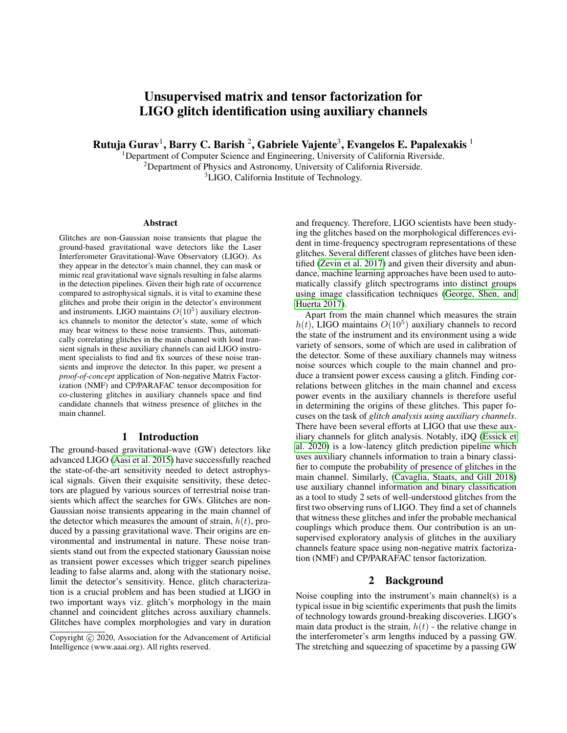# Unsupervised matrix and tensor factorization for LIGO glitch identification using auxiliary channels

**Rutuja Gurav**[1], **Barry C. Barish**[2], **Gabriele Vajente**[3], **Evangelos E. Papalexakis**[1]

[1]Department of Computer Science and Engineering, University of California Riverside.
[2]Department of Physics and Astronomy, University of California Riverside.
[3]LIGO, California Institute of Technology.

### Abstract

Glitches are non-Gaussian noise transients that plague the ground-based gravitational wave detectors like the Laser Interferometer Gravitational-Wave Observatory (LIGO). As they appear in the detector's main channel, they can mask or mimic real gravitational wave signals resulting in false alarms in the detection pipelines. Given their high rate of occurrence compared to astrophysical signals, it is vital to examine these glitches and probe their origin in the detector's environment and instruments. LIGO maintains $O(10^5)$ auxiliary electronics channels to monitor the detector's state, some of which may bear witness to these noise transients. Thus, automatically correlating glitches in the main channel with loud transient signals in these auxiliary channels can aid LIGO instrument specialists to find and fix sources of these noise transients and improve the detector. In this paper, we present a *proof-of-concept* application of Non-negative Matrix Factorization (NMF) and CP/PARAFAC tensor decomposition for co-clustering glitches in auxiliary channels space and find candidate channels that witness presence of glitches in the main channel.

## 1 Introduction

The ground-based gravitational-wave (GW) detectors like advanced LIGO (Aasi et al. 2015) have successfully reached the state-of-the-art sensitivity needed to detect astrophysical signals. Given their exquisite sensitivity, these detectors are plagued by various sources of terrestrial noise transients which affect the searches for GWs. Glitches are non-Gaussian noise transients appearing in the main channel of the detector which measures the amount of strain, $h(t)$, produced by a passing gravitational wave. Their origins are environmental and instrumental in nature. These noise transients stand out from the expected stationary Gaussian noise as transient power excesses which trigger search pipelines leading to false alarms and, along with the stationary noise, limit the detector's sensitivity. Hence, glitch characterization is a crucial problem and has been studied at LIGO in two important ways viz. glitch's morphology in the main channel and coincident glitches across auxiliary channels. Glitches have complex morphologies and vary in duration and frequency. Therefore, LIGO scientists have been studying the glitches based on the morphological differences evident in time-frequency spectrogram representations of these glitches. Several different classes of glitches have been identified (Zevin et al. 2017) and given their diversity and abundance, machine learning approaches have been used to automatically classify glitch spectrograms into distinct groups using image classification techniques (George, Shen, and Huerta 2017).

Apart from the main channel which measures the strain $h(t)$, LIGO maintains $O(10^5)$ auxiliary channels to record the state of the instrument and its environment using a wide variety of sensors, some of which are used in calibration of the detector. Some of these auxiliary channels may witness noise sources which couple to the main channel and produce a transient power excess causing a glitch. Finding correlations between glitches in the main channel and excess power events in the auxiliary channels is therefore useful in determining the origins of these glitches. This paper focuses on the task of *glitch analysis using auxiliary channels*. There have been several efforts at LIGO that use these auxiliary channels for glitch analysis. Notably, iDQ (Essick et al. 2020) is a low-latency glitch prediction pipeline which uses auxiliary channels information to train a binary classifier to compute the probability of presence of glitches in the main channel. Similarly, (Cavaglia, Staats, and Gill 2018) use auxiliary channel information and binary classification as a tool to study 2 sets of well-understood glitches from the first two observing runs of LIGO. They find a set of channels that witness these glitches and infer the probable mechanical couplings which produce them. Our contribution is an unsupervised exploratory analysis of glitches in the auxiliary channels feature space using non-negative matrix factorization (NMF) and CP/PARAFAC tensor factorization.

## 2 Background

Noise coupling into the instrument's main channel(s) is a typical issue in big scientific experiments that push the limits of technology towards ground-breaking discoveries. LIGO's main data product is the strain, $h(t)$ - the relative change in the interferometer's arm lengths induced by a passing GW. The stretching and squeezing of spacetime by a passing GW

Copyright © 2020, Association for the Advancement of Artificial Intelligence (www.aaai.org). All rights reserved.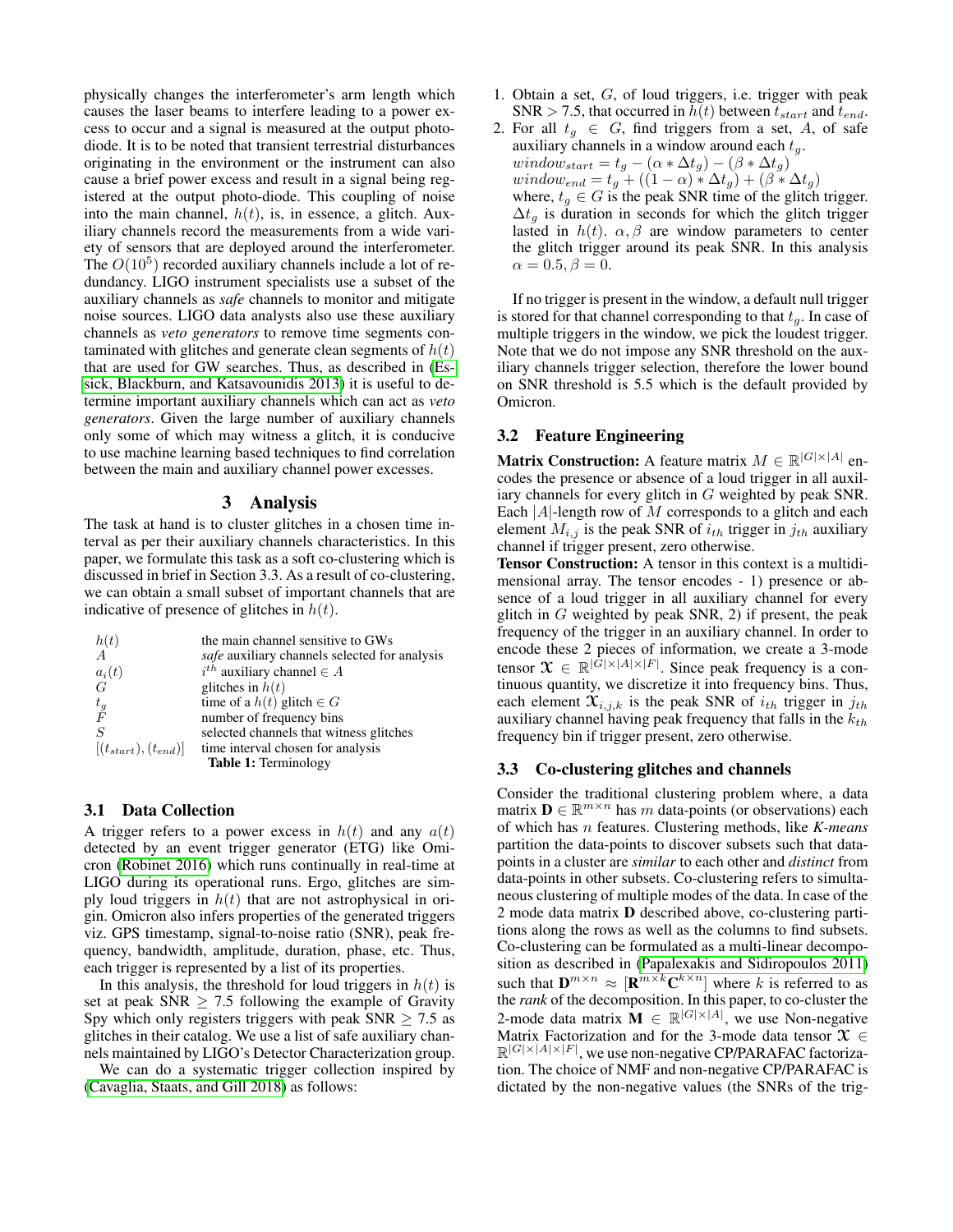physically changes the interferometer's arm length which causes the laser beams to interfere leading to a power excess to occur and a signal is measured at the output photodiode. It is to be noted that transient terrestrial disturbances originating in the environment or the instrument can also cause a brief power excess and result in a signal being registered at the output photo-diode. This coupling of noise into the main channel, $h(t)$, is, in essence, a glitch. Auxiliary channels record the measurements from a wide variety of sensors that are deployed around the interferometer. The $O(10^5)$ recorded auxiliary channels include a lot of redundancy. LIGO instrument specialists use a subset of the auxiliary channels as *safe* channels to monitor and mitigate noise sources. LIGO data analysts also use these auxiliary channels as *veto generators* to remove time segments contaminated with glitches and generate clean segments of $h(t)$ that are used for GW searches. Thus, as described in (Essick, Blackburn, and Katsavounidis 2013) it is useful to determine important auxiliary channels which can act as *veto generators*. Given the large number of auxiliary channels only some of which may witness a glitch, it is conducive to use machine learning based techniques to find correlation between the main and auxiliary channel power excesses.

## 3 Analysis

The task at hand is to cluster glitches in a chosen time interval as per their auxiliary channels characteristics. In this paper, we formulate this task as a soft co-clustering which is discussed in brief in Section 3.3. As a result of co-clustering, we can obtain a small subset of important channels that are indicative of presence of glitches in $h(t)$.

| | |
|---|---|
| $h(t)$ | the main channel sensitive to GWs |
| $A$ | *safe* auxiliary channels selected for analysis |
| $a_i(t)$ | $i^{th}$ auxiliary channel $\in A$ |
| $G$ | glitches in $h(t)$ |
| $t_g$ | time of a $h(t)$ glitch $\in G$ |
| $F$ | number of frequency bins |
| $S$ | selected channels that witness glitches |
| $[(t_{start}), (t_{end})]$ | time interval chosen for analysis |

**Table 1:** Terminology

### 3.1 Data Collection

A trigger refers to a power excess in $h(t)$ and any $a(t)$ detected by an event trigger generator (ETG) like Omicron (Robinet 2016) which runs continually in real-time at LIGO during its operational runs. Ergo, glitches are simply loud triggers in $h(t)$ that are not astrophysical in origin. Omicron also infers properties of the generated triggers viz. GPS timestamp, signal-to-noise ratio (SNR), peak frequency, bandwidth, amplitude, duration, phase, etc. Thus, each trigger is represented by a list of its properties.

In this analysis, the threshold for loud triggers in $h(t)$ is set at peak SNR $\geq 7.5$ following the example of Gravity Spy which only registers triggers with peak SNR $\geq 7.5$ as glitches in their catalog. We use a list of safe auxiliary channels maintained by LIGO's Detector Characterization group.

We can do a systematic trigger collection inspired by (Cavaglia, Staats, and Gill 2018) as follows:

1. Obtain a set, $G$, of loud triggers, i.e. trigger with peak SNR $> 7.5$, that occurred in $h(t)$ between $t_{start}$ and $t_{end}$.
2. For all $t_g \in G$, find triggers from a set, $A$, of safe auxiliary channels in a window around each $t_g$.
   $window_{start} = t_g - (\alpha * \Delta t_g) - (\beta * \Delta t_g)$
   $window_{end} = t_g + ((1 - \alpha) * \Delta t_g) + (\beta * \Delta t_g)$
   where, $t_g \in G$ is the peak SNR time of the glitch trigger. $\Delta t_g$ is duration in seconds for which the glitch trigger lasted in $h(t)$. $\alpha, \beta$ are window parameters to center the glitch trigger around its peak SNR. In this analysis $\alpha = 0.5, \beta = 0$.

If no trigger is present in the window, a default null trigger is stored for that channel corresponding to that $t_g$. In case of multiple triggers in the window, we pick the loudest trigger. Note that we do not impose any SNR threshold on the auxiliary channels trigger selection, therefore the lower bound on SNR threshold is 5.5 which is the default provided by Omicron.

### 3.2 Feature Engineering

**Matrix Construction:** A feature matrix $M \in \mathbb{R}^{|G| \times |A|}$ encodes the presence or absence of a loud trigger in all auxiliary channels for every glitch in $G$ weighted by peak SNR. Each $|A|$-length row of $M$ corresponds to a glitch and each element $M_{i,j}$ is the peak SNR of $i_{th}$ trigger in $j_{th}$ auxiliary channel if trigger present, zero otherwise.

**Tensor Construction:** A tensor in this context is a multidimensional array. The tensor encodes - 1) presence or absence of a loud trigger in all auxiliary channel for every glitch in $G$ weighted by peak SNR, 2) if present, the peak frequency of the trigger in an auxiliary channel. In order to encode these 2 pieces of information, we create a 3-mode tensor $\mathcal{X} \in \mathbb{R}^{|G| \times |A| \times |F|}$. Since peak frequency is a continuous quantity, we discretize it into frequency bins. Thus, each element $\mathcal{X}_{i,j,k}$ is the peak SNR of $i_{th}$ trigger in $j_{th}$ auxiliary channel having peak frequency that falls in the $k_{th}$ frequency bin if trigger present, zero otherwise.

### 3.3 Co-clustering glitches and channels

Consider the traditional clustering problem where, a data matrix $\mathbf{D} \in \mathbb{R}^{m \times n}$ has $m$ data-points (or observations) each of which has $n$ features. Clustering methods, like *K-means* partition the data-points to discover subsets such that data-points in a cluster are *similar* to each other and *distinct* from data-points in other subsets. Co-clustering refers to simultaneous clustering of multiple modes of the data. In case of the 2 mode data matrix $\mathbf{D}$ described above, co-clustering partitions along the rows as well as the columns to find subsets. Co-clustering can be formulated as a multi-linear decomposition as described in (Papalexakis and Sidiropoulos 2011) such that $\mathbf{D}^{m \times n} \approx [\mathbf{R}^{m \times k} \mathbf{C}^{k \times n}]$ where $k$ is referred to as the *rank* of the decomposition. In this paper, to co-cluster the 2-mode data matrix $\mathbf{M} \in \mathbb{R}^{|G| \times |A|}$, we use Non-negative Matrix Factorization and for the 3-mode data tensor $\mathcal{X} \in \mathbb{R}^{|G| \times |A| \times |F|}$, we use non-negative CP/PARAFAC factorization. The choice of NMF and non-negative CP/PARAFAC is dictated by the non-negative values (the SNRs of the trig-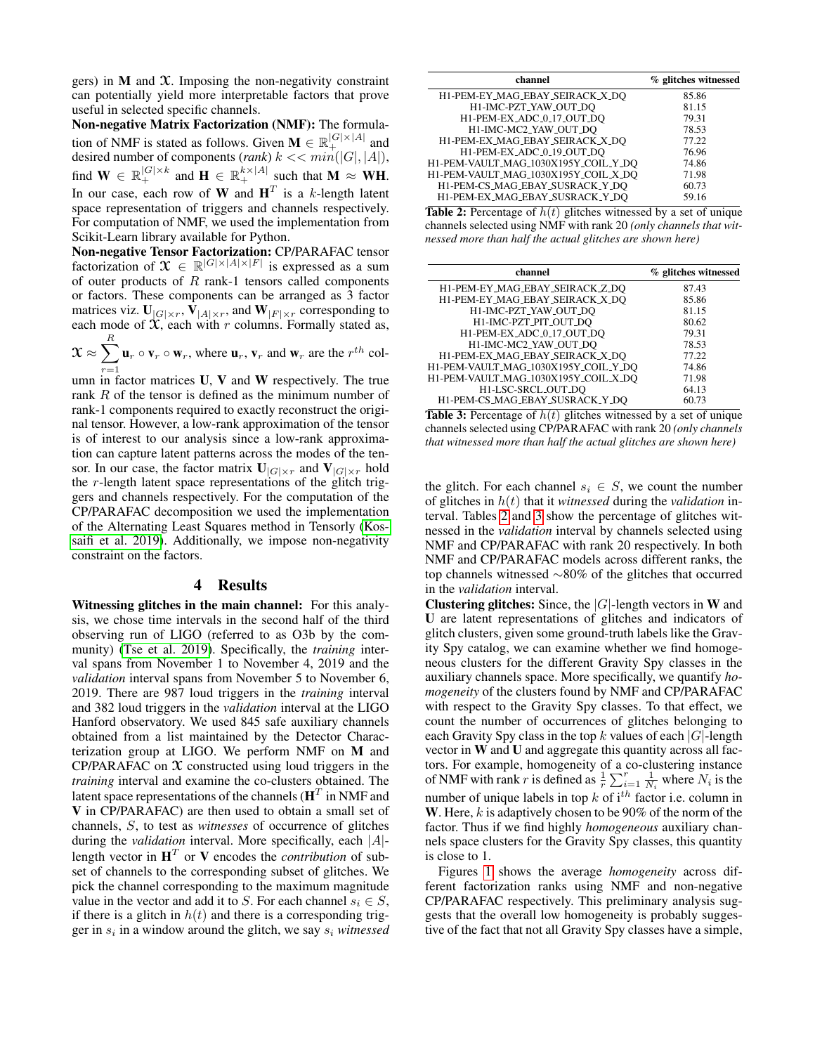gers) in $\mathbf{M}$ and $\mathfrak{X}$. Imposing the non-negativity constraint can potentially yield more interpretable factors that prove useful in selected specific channels.

**Non-negative Matrix Factorization (NMF):** The formulation of NMF is stated as follows. Given $\mathbf{M} \in \mathbb{R}_+^{|G|\times|A|}$ and desired number of components (*rank*) $k << min(|G|, |A|)$, find $\mathbf{W} \in \mathbb{R}_+^{|G|\times k}$ and $\mathbf{H} \in \mathbb{R}_+^{k\times|A|}$ such that $\mathbf{M} \approx \mathbf{WH}$. In our case, each row of $\mathbf{W}$ and $\mathbf{H}^T$ is a $k$-length latent space representation of triggers and channels respectively. For computation of NMF, we used the implementation from Scikit-Learn library available for Python.

**Non-negative Tensor Factorization:** CP/PARAFAC tensor factorization of $\mathfrak{X} \in \mathbb{R}^{|G|\times|A|\times|F|}$ is expressed as a sum of outer products of $R$ rank-1 tensors called components or factors. These components can be arranged as 3 factor matrices viz. $\mathbf{U}_{|G|\times r}$, $\mathbf{V}_{|A|\times r}$, and $\mathbf{W}_{|F|\times r}$ corresponding to each mode of $\mathfrak{X}$, each with $r$ columns. Formally stated as, $\mathfrak{X} \approx \sum_{r=1}^{R} \mathbf{u}_r \circ \mathbf{v}_r \circ \mathbf{w}_r$, where $\mathbf{u}_r$, $\mathbf{v}_r$ and $\mathbf{w}_r$ are the $r^{th}$ column in factor matrices $\mathbf{U}$, $\mathbf{V}$ and $\mathbf{W}$ respectively. The true rank $R$ of the tensor is defined as the minimum number of rank-1 components required to exactly reconstruct the original tensor. However, a low-rank approximation of the tensor is of interest to our analysis since a low-rank approximation can capture latent patterns across the modes of the tensor. In our case, the factor matrix $\mathbf{U}_{|G|\times r}$ and $\mathbf{V}_{|G|\times r}$ hold the $r$-length latent space representations of the glitch triggers and channels respectively. For the computation of the CP/PARAFAC decomposition we used the implementation of the Alternating Least Squares method in Tensorly (Kossaifi et al. 2019). Additionally, we impose non-negativity constraint on the factors.

## 4 Results

**Witnessing glitches in the main channel:** For this analysis, we chose time intervals in the second half of the third observing run of LIGO (referred to as O3b by the community) (Tse et al. 2019). Specifically, the *training* interval spans from November 1 to November 4, 2019 and the *validation* interval spans from November 5 to November 6, 2019. There are 987 loud triggers in the *training* interval and 382 loud triggers in the *validation* interval at the LIGO Hanford observatory. We used 845 safe auxiliary channels obtained from a list maintained by the Detector Characterization group at LIGO. We perform NMF on $\mathbf{M}$ and CP/PARAFAC on $\mathfrak{X}$ constructed using loud triggers in the *training* interval and examine the co-clusters obtained. The latent space representations of the channels ($\mathbf{H}^T$ in NMF and $\mathbf{V}$ in CP/PARAFAC) are then used to obtain a small set of channels, $S$, to test as *witnesses* of occurrence of glitches during the *validation* interval. More specifically, each $|A|$-length vector in $\mathbf{H}^T$ or $\mathbf{V}$ encodes the *contribution* of subset of channels to the corresponding subset of glitches. We pick the channel corresponding to the maximum magnitude value in the vector and add it to $S$. For each channel $s_i \in S$, if there is a glitch in $h(t)$ and there is a corresponding trigger in $s_i$ in a window around the glitch, we say $s_i$ *witnessed* the glitch. For each channel $s_i \in S$, we count the number of glitches in $h(t)$ that it *witnessed* during the *validation* interval. Tables 2 and 3 show the percentage of glitches witnessed in the *validation* interval by channels selected using NMF and CP/PARAFAC with rank 20 respectively. In both NMF and CP/PARAFAC models across different ranks, the top channels witnessed ∼80% of the glitches that occurred in the *validation* interval.

| channel | % glitches witnessed |
|---|---|
| H1-PEM-EY_MAG_EBAY_SEIRACK_X_DQ | 85.86 |
| H1-IMC-PZT_YAW_OUT_DQ | 81.15 |
| H1-PEM-EX_ADC_0_17_OUT_DQ | 79.31 |
| H1-IMC-MC2_YAW_OUT_DQ | 78.53 |
| H1-PEM-EX_MAG_EBAY_SEIRACK_X_DQ | 77.22 |
| H1-PEM-EX_ADC_0_19_OUT_DQ | 76.96 |
| H1-PEM-VAULT_MAG_1030X195Y_COIL_Y_DQ | 74.86 |
| H1-PEM-VAULT_MAG_1030X195Y_COIL_X_DQ | 71.98 |
| H1-PEM-CS_MAG_EBAY_SUSRACK_Y_DQ | 60.73 |
| H1-PEM-EX_MAG_EBAY_SUSRACK_Y_DQ | 59.16 |

**Table 2:** Percentage of $h(t)$ glitches witnessed by a set of unique channels selected using NMF with rank 20 *(only channels that witnessed more than half the actual glitches are shown here)*

| channel | % glitches witnessed |
|---|---|
| H1-PEM-EY_MAG_EBAY_SEIRACK_Z_DQ | 87.43 |
| H1-PEM-EY_MAG_EBAY_SEIRACK_X_DQ | 85.86 |
| H1-IMC-PZT_YAW_OUT_DQ | 81.15 |
| H1-IMC-PZT_PIT_OUT_DQ | 80.62 |
| H1-PEM-EX_ADC_0_17_OUT_DQ | 79.31 |
| H1-IMC-MC2_YAW_OUT_DQ | 78.53 |
| H1-PEM-EX_MAG_EBAY_SEIRACK_X_DQ | 77.22 |
| H1-PEM-VAULT_MAG_1030X195Y_COIL_Y_DQ | 74.86 |
| H1-PEM-VAULT_MAG_1030X195Y_COIL_X_DQ | 71.98 |
| H1-LSC-SRCL_OUT_DQ | 64.13 |
| H1-PEM-CS_MAG_EBAY_SUSRACK_Y_DQ | 60.73 |

**Table 3:** Percentage of $h(t)$ glitches witnessed by a set of unique channels selected using CP/PARAFAC with rank 20 *(only channels that witnessed more than half the actual glitches are shown here)*

**Clustering glitches:** Since, the $|G|$-length vectors in $\mathbf{W}$ and $\mathbf{U}$ are latent representations of glitches and indicators of glitch clusters, given some ground-truth labels like the Gravity Spy catalog, we can examine whether we find homogeneous clusters for the different Gravity Spy classes in the auxiliary channels space. More specifically, we quantify *homogeneity* of the clusters found by NMF and CP/PARAFAC with respect to the Gravity Spy classes. To that effect, we count the number of occurrences of glitches belonging to each Gravity Spy class in the top $k$ values of each $|G|$-length vector in $\mathbf{W}$ and $\mathbf{U}$ and aggregate this quantity across all factors. For example, homogeneity of a co-clustering instance of NMF with rank $r$ is defined as $\frac{1}{r}\sum_{i=1}^{r}\frac{1}{N_i}$ where $N_i$ is the number of unique labels in top $k$ of $\text{i}^{th}$ factor i.e. column in $\mathbf{W}$. Here, $k$ is adaptively chosen to be 90% of the norm of the factor. Thus if we find highly *homogeneous* auxiliary channels space clusters for the Gravity Spy classes, this quantity is close to 1.

Figures 1 shows the average *homogeneity* across different factorization ranks using NMF and non-negative CP/PARAFAC respectively. This preliminary analysis suggests that the overall low homogeneity is probably suggestive of the fact that not all Gravity Spy classes have a simple,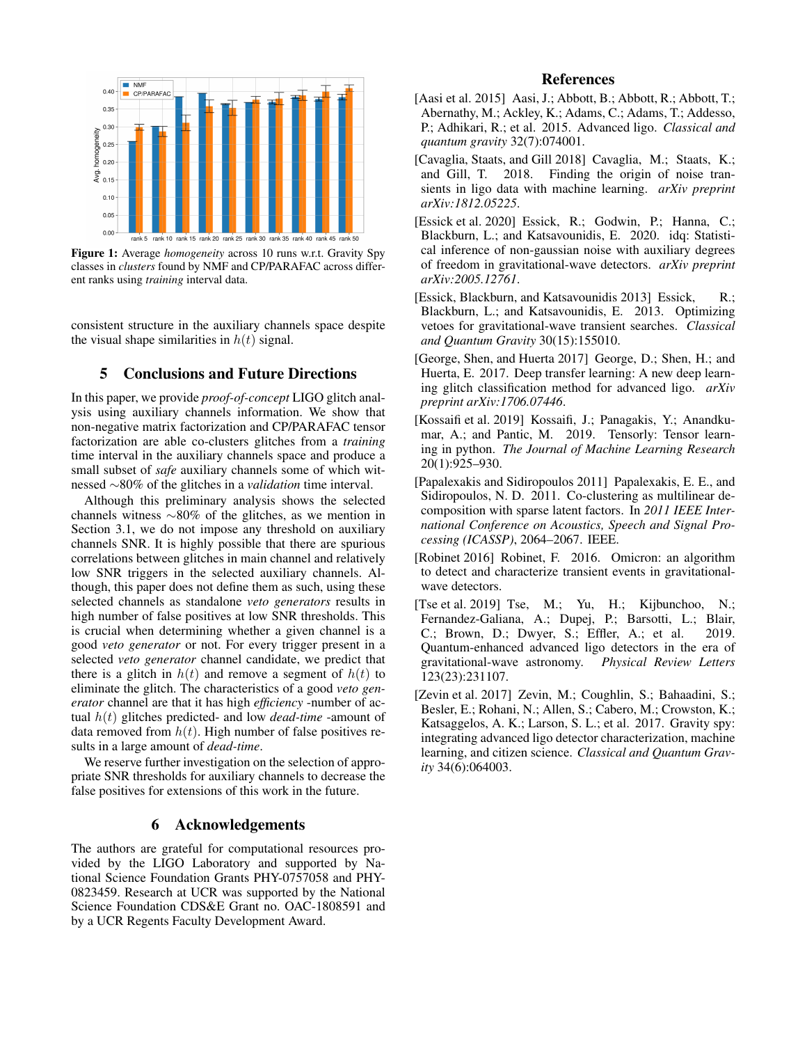NMF
CP/PARAFAC
Avg. homogeneity
0.40
0.35
0.30
0.25
0.20
0.15
0.10
0.05
0.00
rank 5 rank 10 rank 15 rank 20 rank 25 rank 30 rank 35 rank 40 rank 45 rank 50

**Figure 1:** Average *homogeneity* across 10 runs w.r.t. Gravity Spy classes in *clusters* found by NMF and CP/PARAFAC across different ranks using *training* interval data.

consistent structure in the auxiliary channels space despite the visual shape similarities in $h(t)$ signal.

## 5 Conclusions and Future Directions

In this paper, we provide *proof-of-concept* LIGO glitch analysis using auxiliary channels information. We show that non-negative matrix factorization and CP/PARAFAC tensor factorization are able co-clusters glitches from a *training* time interval in the auxiliary channels space and produce a small subset of *safe* auxiliary channels some of which witnessed $\sim$80% of the glitches in a *validation* time interval.

Although this preliminary analysis shows the selected channels witness $\sim$80% of the glitches, as we mention in Section 3.1, we do not impose any threshold on auxiliary channels SNR. It is highly possible that there are spurious correlations between glitches in main channel and relatively low SNR triggers in the selected auxiliary channels. Although, this paper does not define them as such, using these selected channels as standalone *veto generators* results in high number of false positives at low SNR thresholds. This is crucial when determining whether a given channel is a good *veto generator* or not. For every trigger present in a selected *veto generator* channel candidate, we predict that there is a glitch in $h(t)$ and remove a segment of $h(t)$ to eliminate the glitch. The characteristics of a good *veto generator* channel are that it has high *efficiency* -number of actual $h(t)$ glitches predicted- and low *dead-time* -amount of data removed from $h(t)$. High number of false positives results in a large amount of *dead-time*.

We reserve further investigation on the selection of appropriate SNR thresholds for auxiliary channels to decrease the false positives for extensions of this work in the future.

## 6 Acknowledgements

The authors are grateful for computational resources provided by the LIGO Laboratory and supported by National Science Foundation Grants PHY-0757058 and PHY-0823459. Research at UCR was supported by the National Science Foundation CDS&E Grant no. OAC-1808591 and by a UCR Regents Faculty Development Award.

## References

[Aasi et al. 2015] Aasi, J.; Abbott, B.; Abbott, R.; Abbott, T.; Abernathy, M.; Ackley, K.; Adams, C.; Adams, T.; Addesso, P.; Adhikari, R.; et al. 2015. Advanced ligo. *Classical and quantum gravity* 32(7):074001.

[Cavaglia, Staats, and Gill 2018] Cavaglia, M.; Staats, K.; and Gill, T. 2018. Finding the origin of noise transients in ligo data with machine learning. *arXiv preprint arXiv:1812.05225*.

[Essick et al. 2020] Essick, R.; Godwin, P.; Hanna, C.; Blackburn, L.; and Katsavounidis, E. 2020. idq: Statistical inference of non-gaussian noise with auxiliary degrees of freedom in gravitational-wave detectors. *arXiv preprint arXiv:2005.12761*.

[Essick, Blackburn, and Katsavounidis 2013] Essick, R.; Blackburn, L.; and Katsavounidis, E. 2013. Optimizing vetoes for gravitational-wave transient searches. *Classical and Quantum Gravity* 30(15):155010.

[George, Shen, and Huerta 2017] George, D.; Shen, H.; and Huerta, E. 2017. Deep transfer learning: A new deep learning glitch classification method for advanced ligo. *arXiv preprint arXiv:1706.07446*.

[Kossaifi et al. 2019] Kossaifi, J.; Panagakis, Y.; Anandkumar, A.; and Pantic, M. 2019. Tensorly: Tensor learning in python. *The Journal of Machine Learning Research* 20(1):925–930.

[Papalexakis and Sidiropoulos 2011] Papalexakis, E. E., and Sidiropoulos, N. D. 2011. Co-clustering as multilinear decomposition with sparse latent factors. In *2011 IEEE International Conference on Acoustics, Speech and Signal Processing (ICASSP)*, 2064–2067. IEEE.

[Robinet 2016] Robinet, F. 2016. Omicron: an algorithm to detect and characterize transient events in gravitational-wave detectors.

[Tse et al. 2019] Tse, M.; Yu, H.; Kijbunchoo, N.; Fernandez-Galiana, A.; Dupej, P.; Barsotti, L.; Blair, C.; Brown, D.; Dwyer, S.; Effler, A.; et al. 2019. Quantum-enhanced advanced ligo detectors in the era of gravitational-wave astronomy. *Physical Review Letters* 123(23):231107.

[Zevin et al. 2017] Zevin, M.; Coughlin, S.; Bahaadini, S.; Besler, E.; Rohani, N.; Allen, S.; Cabero, M.; Crowston, K.; Katsaggelos, A. K.; Larson, S. L.; et al. 2017. Gravity spy: integrating advanced ligo detector characterization, machine learning, and citizen science. *Classical and Quantum Gravity* 34(6):064003.